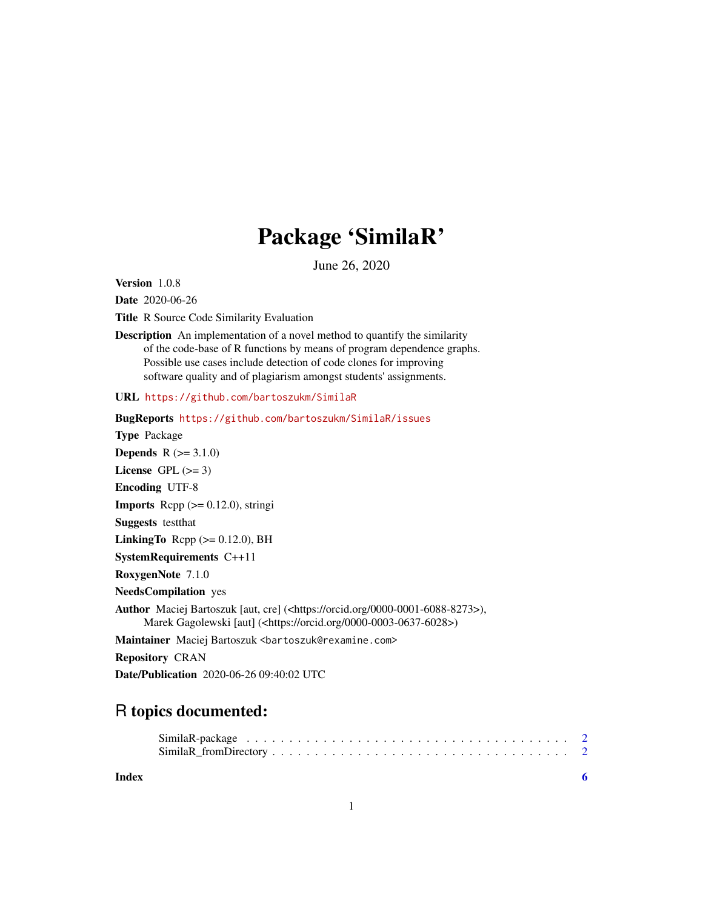# Package 'SimilaR'

June 26, 2020

**Version** 1.0.8

**Date** 2020-06-26

**Title** R Source Code Similarity Evaluation

**Description** An implementation of a novel method to quantify the similarity of the code-base of R functions by means of program dependence graphs. Possible use cases include detection of code clones for improving software quality and of plagiarism amongst students' assignments.

**URL** https://github.com/bartoszukm/SimilaR

**BugReports** https://github.com/bartoszukm/SimilaR/issues

**Type** Package

**Depends** R (>= 3.1.0)

**License** GPL (>= 3)

**Encoding** UTF-8

**Imports** Rcpp (>= 0.12.0), stringi

**Suggests** testthat

**LinkingTo** Rcpp (>= 0.12.0), BH

**SystemRequirements** C++11

**RoxygenNote** 7.1.0

**NeedsCompilation** yes

**Author** Maciej Bartoszuk [aut, cre] (<https://orcid.org/0000-0001-6088-8273>), Marek Gagolewski [aut] (<https://orcid.org/0000-0003-0637-6028>)

**Maintainer** Maciej Bartoszuk <bartoszuk@rexamine.com>

**Repository** CRAN

**Date/Publication** 2020-06-26 09:40:02 UTC

## R topics documented:

SimilaR-package . . . . . . . . . . . . . . . . . . . . . . . . . . . . . . . . . . . . 2
SimilaR_fromDirectory . . . . . . . . . . . . . . . . . . . . . . . . . . . . . . . . . 2

**Index** 6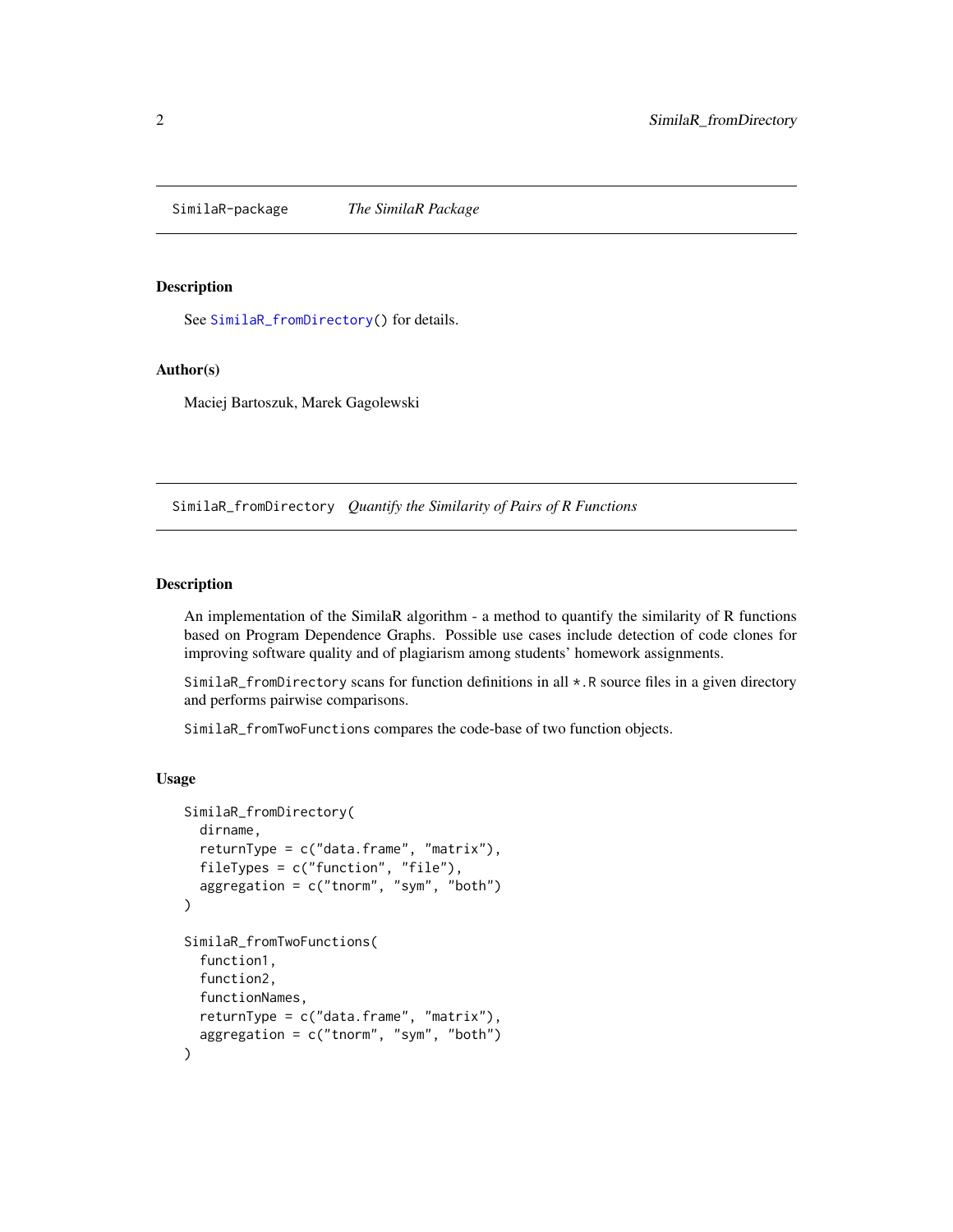## SimilaR-package — *The SimilaR Package*

### Description

See `SimilaR_fromDirectory()` for details.

### Author(s)

Maciej Bartoszuk, Marek Gagolewski

## SimilaR_fromDirectory — *Quantify the Similarity of Pairs of R Functions*

### Description

An implementation of the SimilaR algorithm - a method to quantify the similarity of R functions based on Program Dependence Graphs. Possible use cases include detection of code clones for improving software quality and of plagiarism among students' homework assignments.

`SimilaR_fromDirectory` scans for function definitions in all `*.R` source files in a given directory and performs pairwise comparisons.

`SimilaR_fromTwoFunctions` compares the code-base of two function objects.

### Usage

```
SimilaR_fromDirectory(
  dirname,
  returnType = c("data.frame", "matrix"),
  fileTypes = c("function", "file"),
  aggregation = c("tnorm", "sym", "both")
)

SimilaR_fromTwoFunctions(
  function1,
  function2,
  functionNames,
  returnType = c("data.frame", "matrix"),
  aggregation = c("tnorm", "sym", "both")
)
```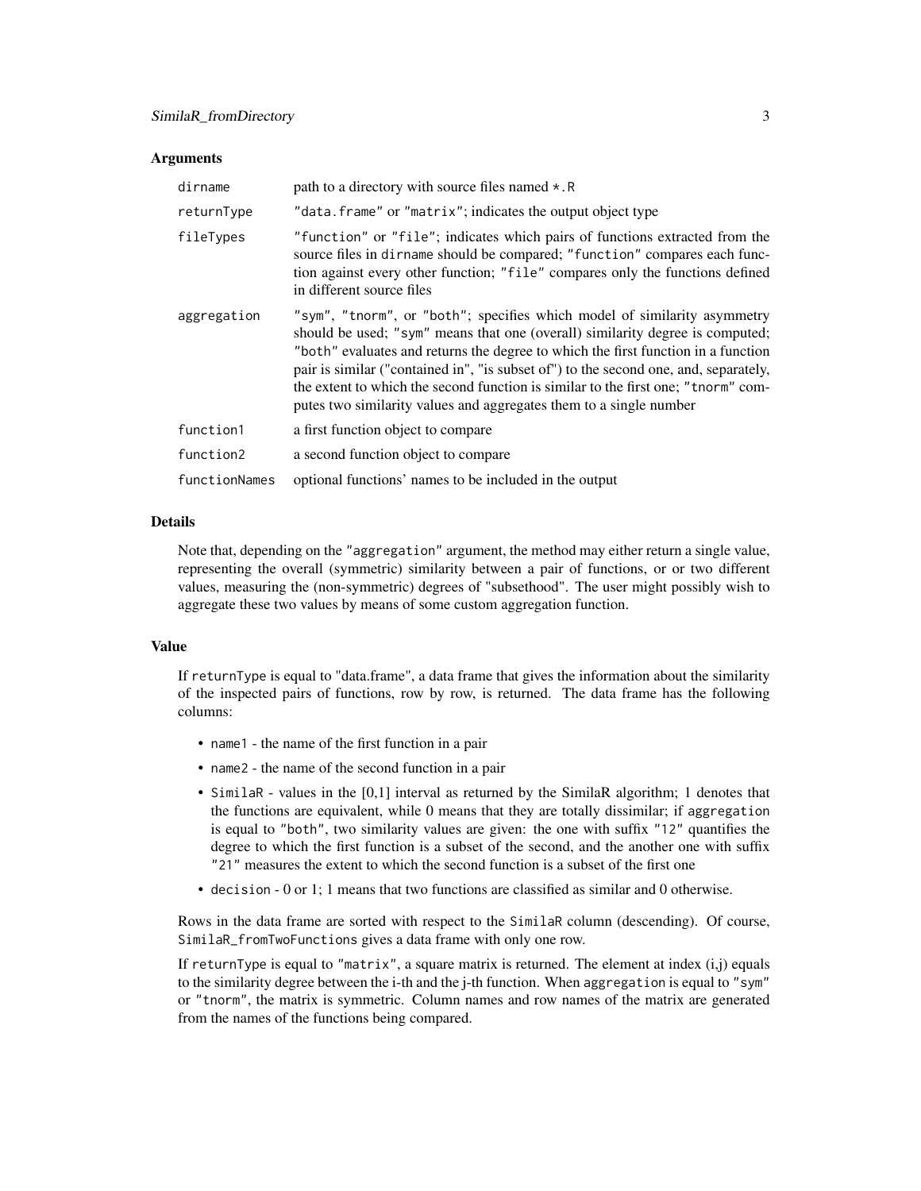### Arguments

| | |
|---|---|
| `dirname` | path to a directory with source files named `*.R` |
| `returnType` | `"data.frame"` or `"matrix"`; indicates the output object type |
| `fileTypes` | `"function"` or `"file"`; indicates which pairs of functions extracted from the source files in `dirname` should be compared; `"function"` compares each function against every other function; `"file"` compares only the functions defined in different source files |
| `aggregation` | `"sym"`, `"tnorm"`, or `"both"`; specifies which model of similarity asymmetry should be used; `"sym"` means that one (overall) similarity degree is computed; `"both"` evaluates and returns the degree to which the first function in a function pair is similar ("contained in", "is subset of") to the second one, and, separately, the extent to which the second function is similar to the first one; `"tnorm"` computes two similarity values and aggregates them to a single number |
| `function1` | a first function object to compare |
| `function2` | a second function object to compare |
| `functionNames` | optional functions' names to be included in the output |

### Details

Note that, depending on the `"aggregation"` argument, the method may either return a single value, representing the overall (symmetric) similarity between a pair of functions, or or two different values, measuring the (non-symmetric) degrees of "subsethood". The user might possibly wish to aggregate these two values by means of some custom aggregation function.

### Value

If `returnType` is equal to "data.frame", a data frame that gives the information about the similarity of the inspected pairs of functions, row by row, is returned. The data frame has the following columns:

- `name1` - the name of the first function in a pair
- `name2` - the name of the second function in a pair
- `SimilaR` - values in the [0,1] interval as returned by the SimilaR algorithm; 1 denotes that the functions are equivalent, while 0 means that they are totally dissimilar; if `aggregation` is equal to `"both"`, two similarity values are given: the one with suffix `"12"` quantifies the degree to which the first function is a subset of the second, and the another one with suffix `"21"` measures the extent to which the second function is a subset of the first one
- `decision` - 0 or 1; 1 means that two functions are classified as similar and 0 otherwise.

Rows in the data frame are sorted with respect to the `SimilaR` column (descending). Of course, `SimilaR_fromTwoFunctions` gives a data frame with only one row.

If `returnType` is equal to `"matrix"`, a square matrix is returned. The element at index (i,j) equals to the similarity degree between the i-th and the j-th function. When `aggregation` is equal to `"sym"` or `"tnorm"`, the matrix is symmetric. Column names and row names of the matrix are generated from the names of the functions being compared.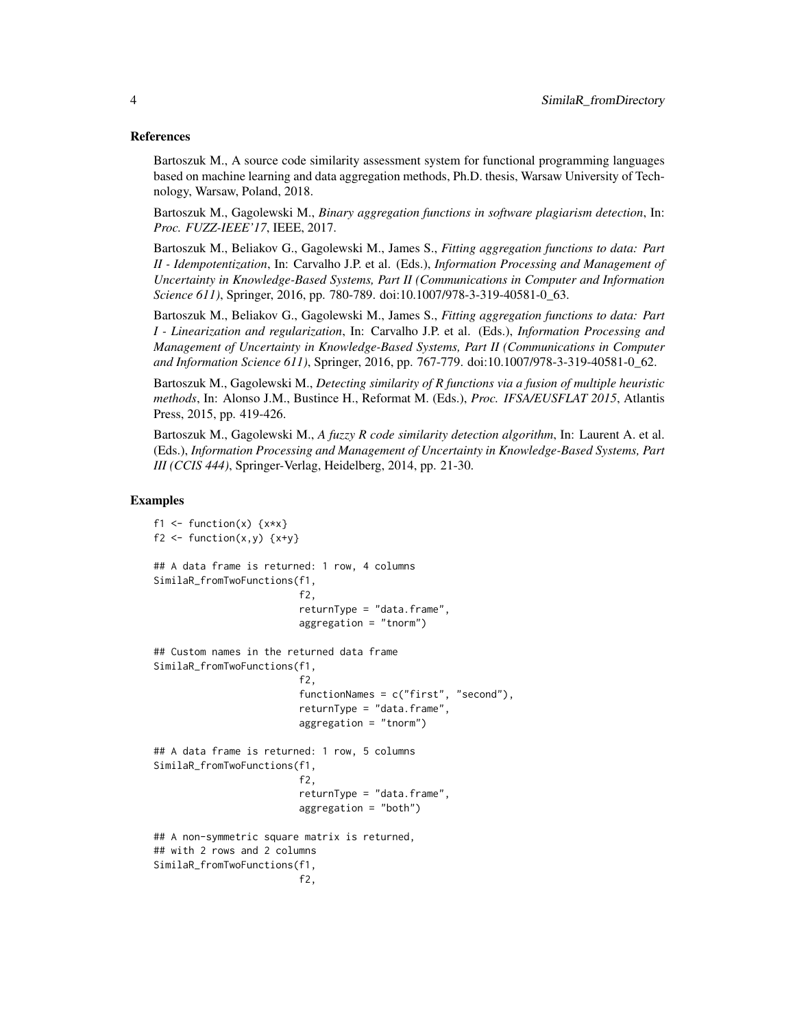## References

Bartoszuk M., A source code similarity assessment system for functional programming languages based on machine learning and data aggregation methods, Ph.D. thesis, Warsaw University of Technology, Warsaw, Poland, 2018.

Bartoszuk M., Gagolewski M., *Binary aggregation functions in software plagiarism detection*, In: *Proc. FUZZ-IEEE'17*, IEEE, 2017.

Bartoszuk M., Beliakov G., Gagolewski M., James S., *Fitting aggregation functions to data: Part II - Idempotentization*, In: Carvalho J.P. et al. (Eds.), *Information Processing and Management of Uncertainty in Knowledge-Based Systems, Part II (Communications in Computer and Information Science 611)*, Springer, 2016, pp. 780-789. doi:10.1007/978-3-319-40581-0_63.

Bartoszuk M., Beliakov G., Gagolewski M., James S., *Fitting aggregation functions to data: Part I - Linearization and regularization*, In: Carvalho J.P. et al. (Eds.), *Information Processing and Management of Uncertainty in Knowledge-Based Systems, Part II (Communications in Computer and Information Science 611)*, Springer, 2016, pp. 767-779. doi:10.1007/978-3-319-40581-0_62.

Bartoszuk M., Gagolewski M., *Detecting similarity of R functions via a fusion of multiple heuristic methods*, In: Alonso J.M., Bustince H., Reformat M. (Eds.), *Proc. IFSA/EUSFLAT 2015*, Atlantis Press, 2015, pp. 419-426.

Bartoszuk M., Gagolewski M., *A fuzzy R code similarity detection algorithm*, In: Laurent A. et al. (Eds.), *Information Processing and Management of Uncertainty in Knowledge-Based Systems, Part III (CCIS 444)*, Springer-Verlag, Heidelberg, 2014, pp. 21-30.

## Examples

```
f1 <- function(x) {x*x}
f2 <- function(x,y) {x+y}

## A data frame is returned: 1 row, 4 columns
SimilaR_fromTwoFunctions(f1,
                         f2,
                         returnType = "data.frame",
                         aggregation = "tnorm")

## Custom names in the returned data frame
SimilaR_fromTwoFunctions(f1,
                         f2,
                         functionNames = c("first", "second"),
                         returnType = "data.frame",
                         aggregation = "tnorm")

## A data frame is returned: 1 row, 5 columns
SimilaR_fromTwoFunctions(f1,
                         f2,
                         returnType = "data.frame",
                         aggregation = "both")

## A non-symmetric square matrix is returned,
## with 2 rows and 2 columns
SimilaR_fromTwoFunctions(f1,
                         f2,
```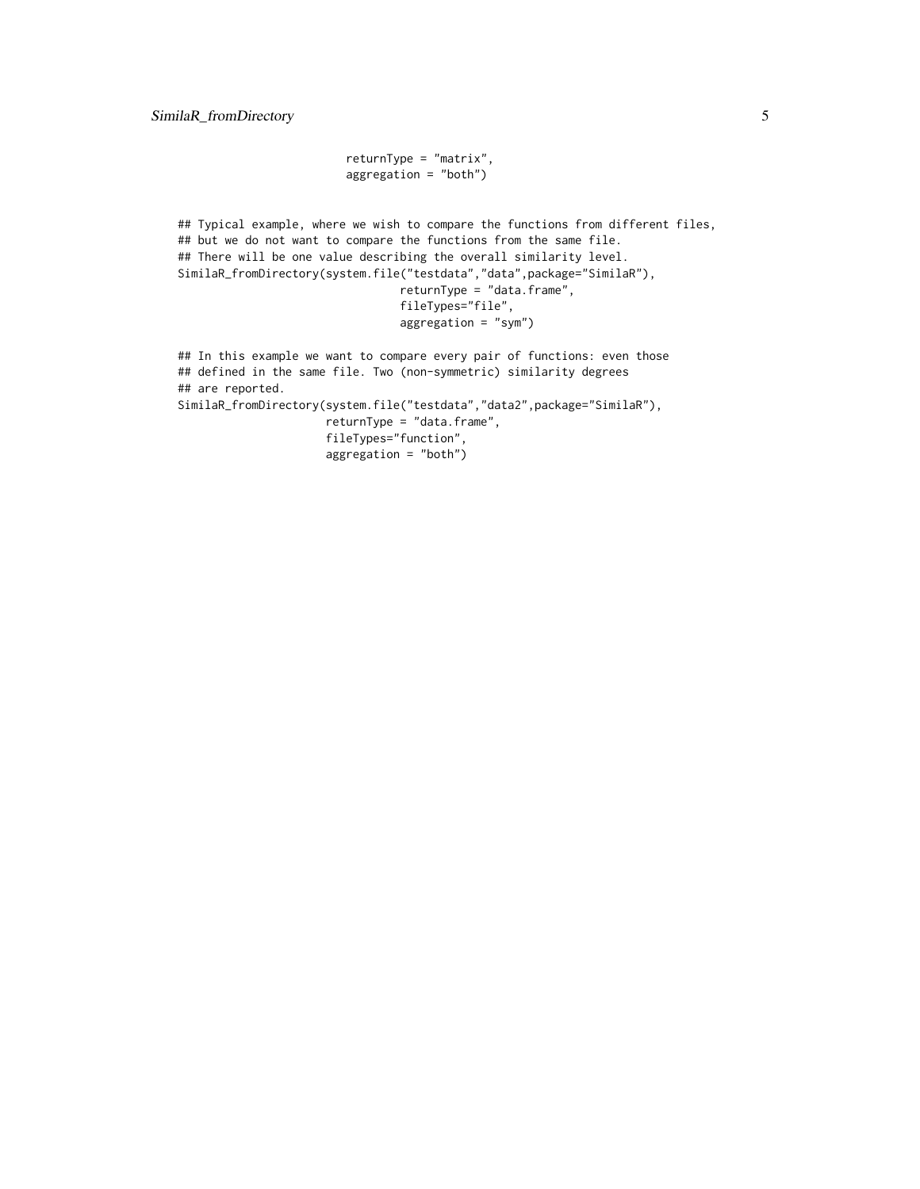```
                         returnType = "matrix",
                         aggregation = "both")


## Typical example, where we wish to compare the functions from different files,
## but we do not want to compare the functions from the same file.
## There will be one value describing the overall similarity level.
SimilaR_fromDirectory(system.file("testdata","data",package="SimilaR"),
                                 returnType = "data.frame",
                                 fileTypes="file",
                                 aggregation = "sym")

## In this example we want to compare every pair of functions: even those
## defined in the same file. Two (non-symmetric) similarity degrees
## are reported.
SimilaR_fromDirectory(system.file("testdata","data2",package="SimilaR"),
                      returnType = "data.frame",
                      fileTypes="function",
                      aggregation = "both")
```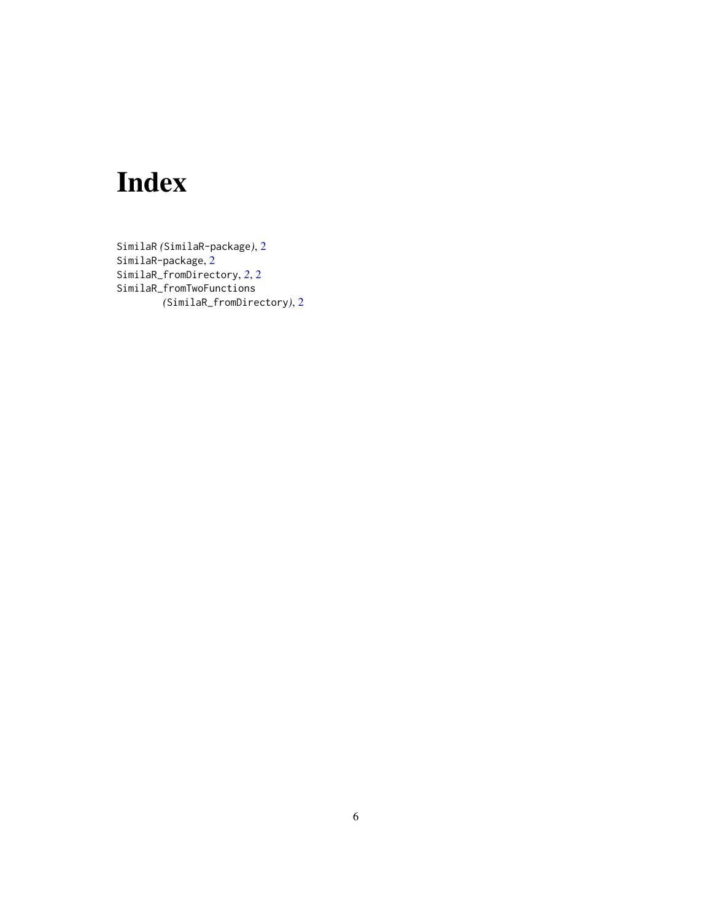# Index

SimilaR (SimilaR-package), 2
SimilaR-package, 2
SimilaR_fromDirectory, 2, 2
SimilaR_fromTwoFunctions
        (SimilaR_fromDirectory), 2